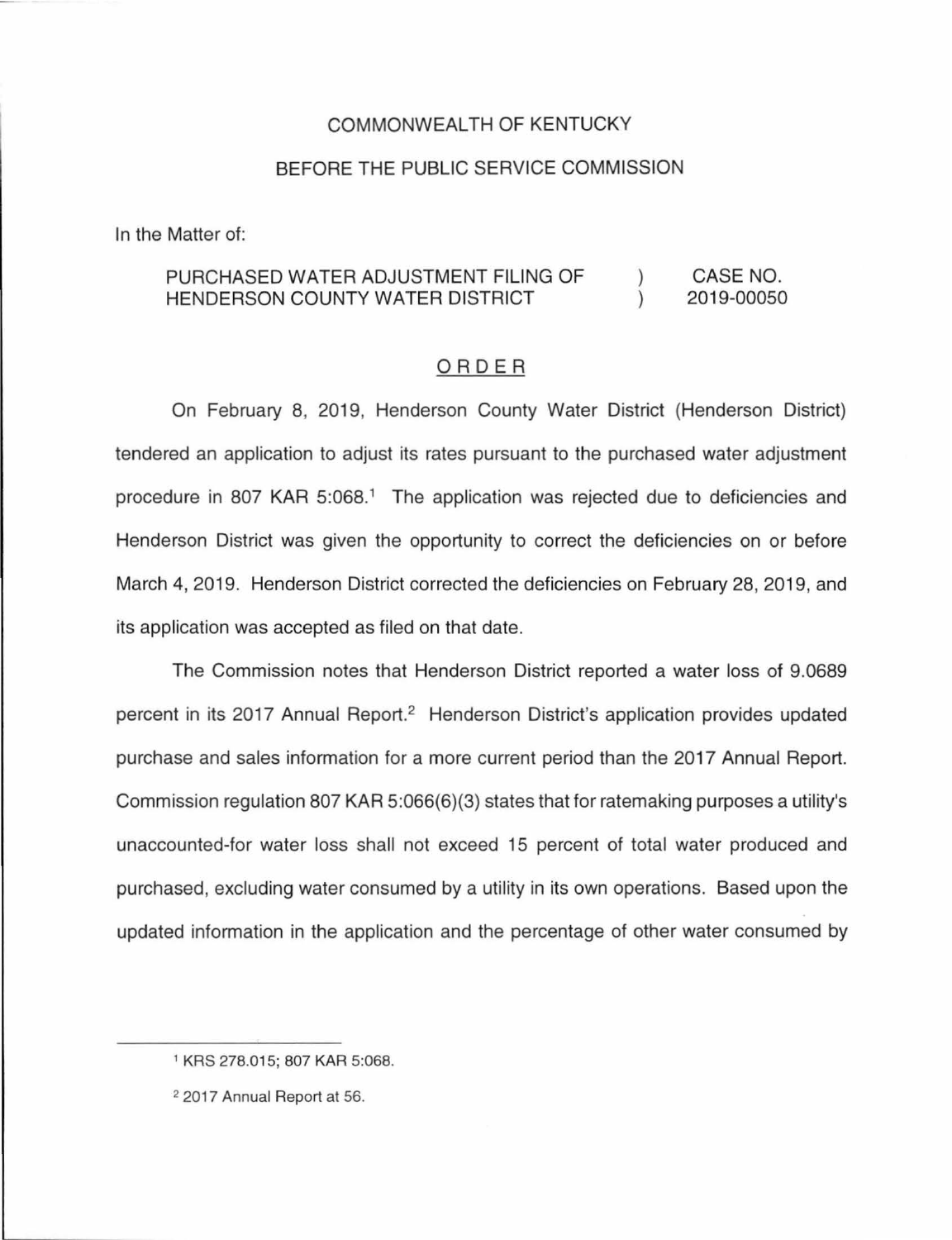COMMONWEALTH OF KENTUCKY

BEFORE THE PUBLIC SERVICE COMMISSION

In the Matter of:

| | | |
|---|---|---|
| PURCHASED WATER ADJUSTMENT FILING OF HENDERSON COUNTY WATER DISTRICT | ) ) | CASE NO. 2019-00050 |

ORDER

On February 8, 2019, Henderson County Water District (Henderson District) tendered an application to adjust its rates pursuant to the purchased water adjustment procedure in 807 KAR 5:068.[1] The application was rejected due to deficiencies and Henderson District was given the opportunity to correct the deficiencies on or before March 4, 2019. Henderson District corrected the deficiencies on February 28, 2019, and its application was accepted as filed on that date.

The Commission notes that Henderson District reported a water loss of 9.0689 percent in its 2017 Annual Report.[2] Henderson District's application provides updated purchase and sales information for a more current period than the 2017 Annual Report. Commission regulation 807 KAR 5:066(6)(3) states that for ratemaking purposes a utility's unaccounted-for water loss shall not exceed 15 percent of total water produced and purchased, excluding water consumed by a utility in its own operations. Based upon the updated information in the application and the percentage of other water consumed by

[1] KRS 278.015; 807 KAR 5:068.

[2] 2017 Annual Report at 56.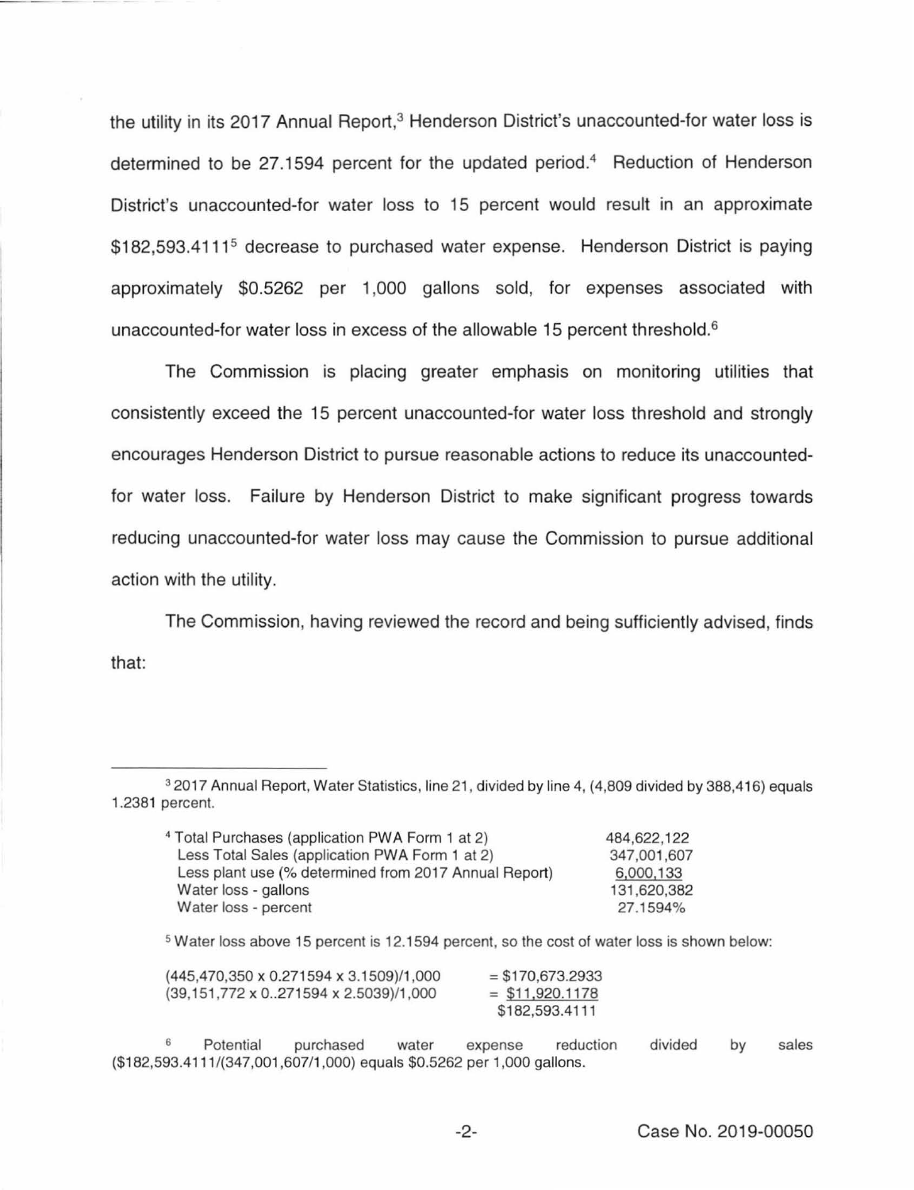the utility in its 2017 Annual Report,[3] Henderson District's unaccounted-for water loss is determined to be 27.1594 percent for the updated period.[4] Reduction of Henderson District's unaccounted-for water loss to 15 percent would result in an approximate $182,593.4111[5] decrease to purchased water expense. Henderson District is paying approximately $0.5262 per 1,000 gallons sold, for expenses associated with unaccounted-for water loss in excess of the allowable 15 percent threshold.[6]

The Commission is placing greater emphasis on monitoring utilities that consistently exceed the 15 percent unaccounted-for water loss threshold and strongly encourages Henderson District to pursue reasonable actions to reduce its unaccounted-for water loss. Failure by Henderson District to make significant progress towards reducing unaccounted-for water loss may cause the Commission to pursue additional action with the utility.

The Commission, having reviewed the record and being sufficiently advised, finds that:

---

[3] 2017 Annual Report, Water Statistics, line 21, divided by line 4, (4,809 divided by 388,416) equals 1.2381 percent.

[4]

| | |
|---|---|
| Total Purchases (application PWA Form 1 at 2) | 484,622,122 |
| Less Total Sales (application PWA Form 1 at 2) | 347,001,607 |
| Less plant use (% determined from 2017 Annual Report) | 6,000,133 |
| Water loss - gallons | 131,620,382 |
| Water loss - percent | 27.1594% |

[5] Water loss above 15 percent is 12.1594 percent, so the cost of water loss is shown below:

| | |
|---|---|
| (445,470,350 x 0.271594 x 3.1509)/1,000 | = $170,673.2933 |
| (39,151,772 x 0..271594 x 2.5039)/1,000 | = $11,920.1178 |
| | $182,593.4111 |

[6] Potential purchased water expense reduction divided by sales ($182,593.4111/(347,001,607/1,000) equals $0.5262 per 1,000 gallons.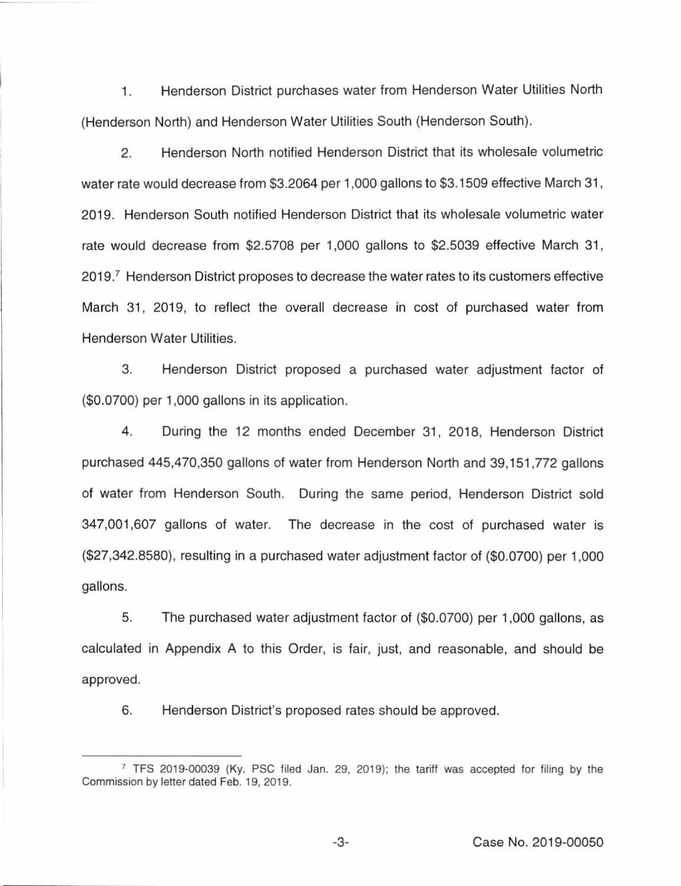1. Henderson District purchases water from Henderson Water Utilities North (Henderson North) and Henderson Water Utilities South (Henderson South).

2. Henderson North notified Henderson District that its wholesale volumetric water rate would decrease from $3.2064 per 1,000 gallons to $3.1509 effective March 31, 2019. Henderson South notified Henderson District that its wholesale volumetric water rate would decrease from $2.5708 per 1,000 gallons to $2.5039 effective March 31, 2019.[7] Henderson District proposes to decrease the water rates to its customers effective March 31, 2019, to reflect the overall decrease in cost of purchased water from Henderson Water Utilities.

3. Henderson District proposed a purchased water adjustment factor of ($0.0700) per 1,000 gallons in its application.

4. During the 12 months ended December 31, 2018, Henderson District purchased 445,470,350 gallons of water from Henderson North and 39,151,772 gallons of water from Henderson South. During the same period, Henderson District sold 347,001,607 gallons of water. The decrease in the cost of purchased water is ($27,342.8580), resulting in a purchased water adjustment factor of ($0.0700) per 1,000 gallons.

5. The purchased water adjustment factor of ($0.0700) per 1,000 gallons, as calculated in Appendix A to this Order, is fair, just, and reasonable, and should be approved.

6. Henderson District's proposed rates should be approved.

---

[7] TFS 2019-00039 (Ky. PSC filed Jan. 29, 2019); the tariff was accepted for filing by the Commission by letter dated Feb. 19, 2019.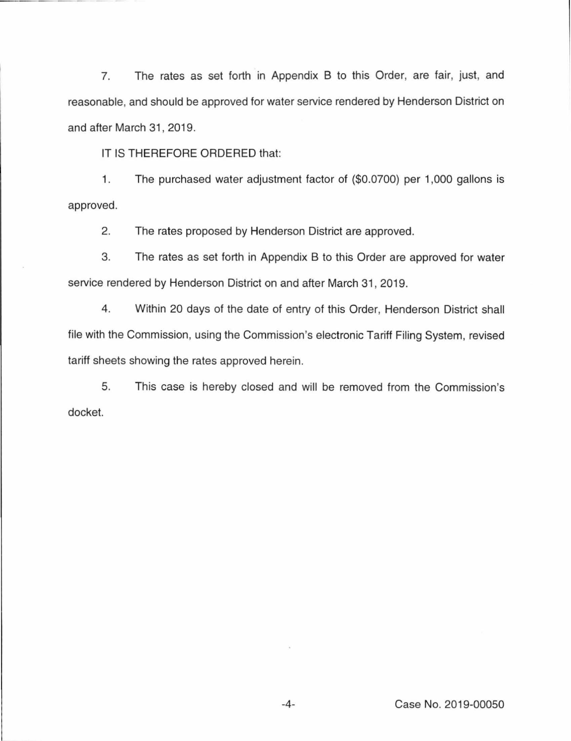7. The rates as set forth in Appendix B to this Order, are fair, just, and reasonable, and should be approved for water service rendered by Henderson District on and after March 31, 2019.

IT IS THEREFORE ORDERED that:

1. The purchased water adjustment factor of ($0.0700) per 1,000 gallons is approved.

2. The rates proposed by Henderson District are approved.

3. The rates as set forth in Appendix B to this Order are approved for water service rendered by Henderson District on and after March 31, 2019.

4. Within 20 days of the date of entry of this Order, Henderson District shall file with the Commission, using the Commission's electronic Tariff Filing System, revised tariff sheets showing the rates approved herein.

5. This case is hereby closed and will be removed from the Commission's docket.

Case No. 2019-00050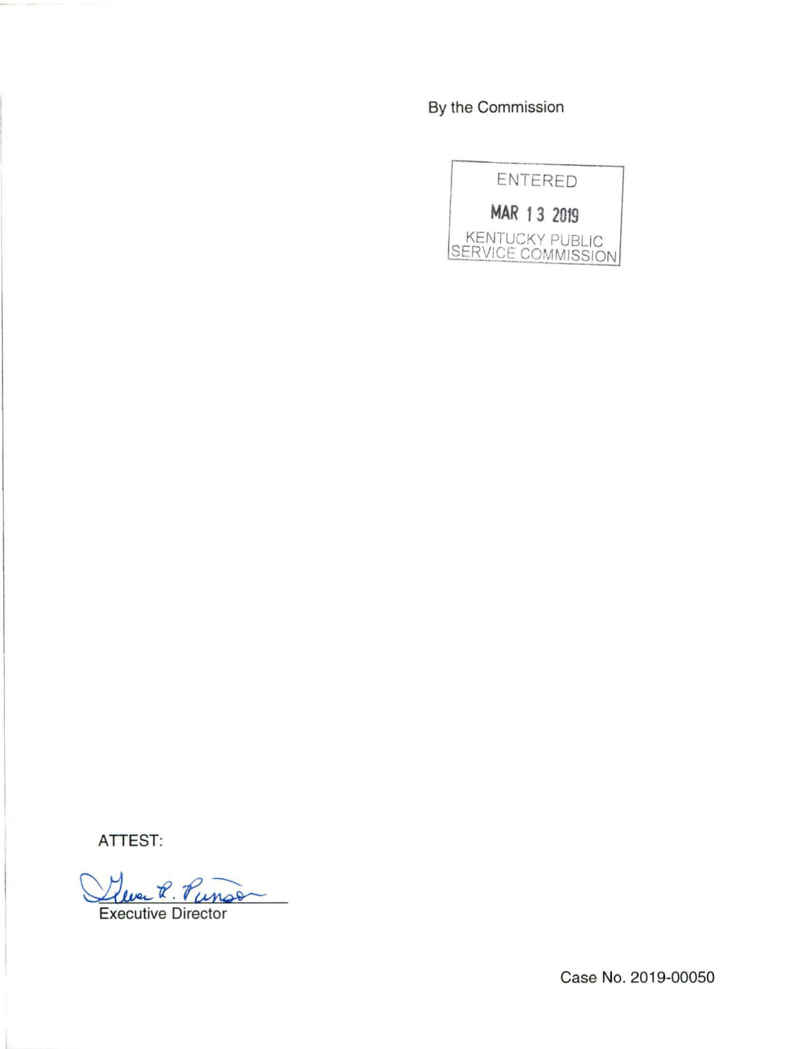By the Commission

ENTERED

MAR 13 2019

KENTUCKY PUBLIC SERVICE COMMISSION

ATTEST:

Executive Director

Case No. 2019-00050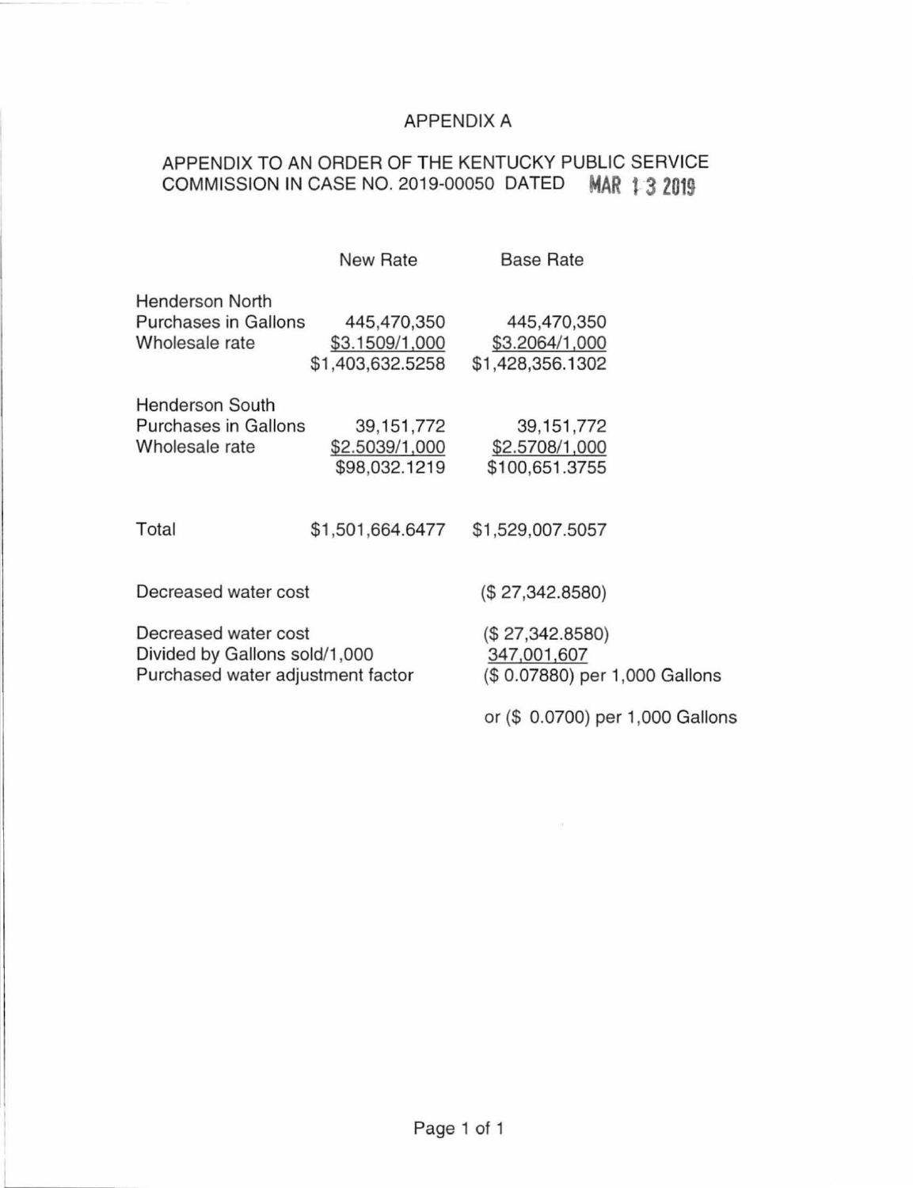APPENDIX A

APPENDIX TO AN ORDER OF THE KENTUCKY PUBLIC SERVICE COMMISSION IN CASE NO. 2019-00050 DATED MAR 13 2019

| | New Rate | Base Rate |
|---|---|---|
| Henderson North | | |
| Purchases in Gallons | 445,470,350 | 445,470,350 |
| Wholesale rate | $3.1509/1,000 | $3.2064/1,000 |
| | $1,403,632.5258 | $1,428,356.1302 |
| Henderson South | | |
| Purchases in Gallons | 39,151,772 | 39,151,772 |
| Wholesale rate | $2.5039/1,000 | $2.5708/1,000 |
| | $98,032.1219 | $100,651.3755 |
| Total | $1,501,664.6477 | $1,529,007.5057 |
| Decreased water cost | | ($ 27,342.8580) |
| Decreased water cost | | ($ 27,342.8580) |
| Divided by Gallons sold/1,000 | | 347,001,607 |
| Purchased water adjustment factor | | ($ 0.07880) per 1,000 Gallons |
| | | or ($ 0.0700) per 1,000 Gallons |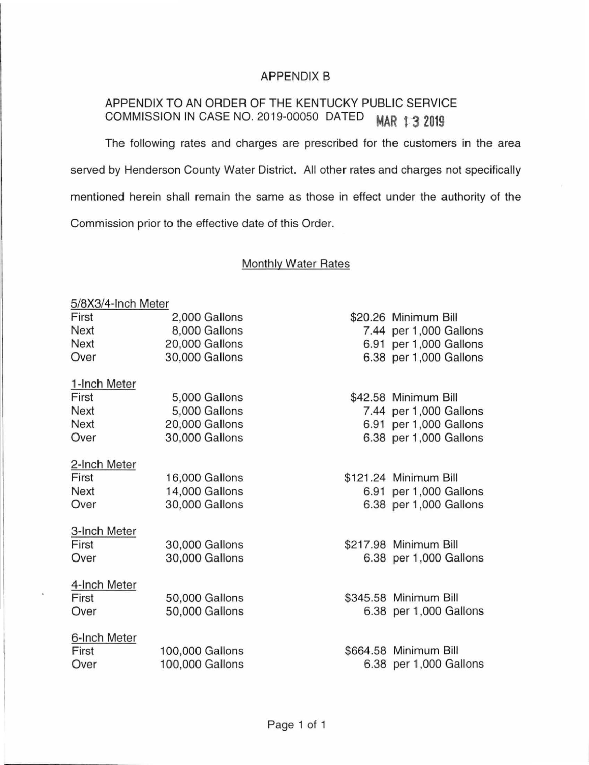# APPENDIX B

## APPENDIX TO AN ORDER OF THE KENTUCKY PUBLIC SERVICE COMMISSION IN CASE NO. 2019-00050 DATED MAR 13 2019

The following rates and charges are prescribed for the customers in the area served by Henderson County Water District. All other rates and charges not specifically mentioned herein shall remain the same as those in effect under the authority of the Commission prior to the effective date of this Order.

### Monthly Water Rates

**5/8X3/4-Inch Meter**

| | | |
|---|---|---|
| First | 2,000 Gallons | $20.26 Minimum Bill |
| Next | 8,000 Gallons | 7.44 per 1,000 Gallons |
| Next | 20,000 Gallons | 6.91 per 1,000 Gallons |
| Over | 30,000 Gallons | 6.38 per 1,000 Gallons |

**1-Inch Meter**

| | | |
|---|---|---|
| First | 5,000 Gallons | $42.58 Minimum Bill |
| Next | 5,000 Gallons | 7.44 per 1,000 Gallons |
| Next | 20,000 Gallons | 6.91 per 1,000 Gallons |
| Over | 30,000 Gallons | 6.38 per 1,000 Gallons |

**2-Inch Meter**

| | | |
|---|---|---|
| First | 16,000 Gallons | $121.24 Minimum Bill |
| Next | 14,000 Gallons | 6.91 per 1,000 Gallons |
| Over | 30,000 Gallons | 6.38 per 1,000 Gallons |

**3-Inch Meter**

| | | |
|---|---|---|
| First | 30,000 Gallons | $217.98 Minimum Bill |
| Over | 30,000 Gallons | 6.38 per 1,000 Gallons |

**4-Inch Meter**

| | | |
|---|---|---|
| First | 50,000 Gallons | $345.58 Minimum Bill |
| Over | 50,000 Gallons | 6.38 per 1,000 Gallons |

**6-Inch Meter**

| | | |
|---|---|---|
| First | 100,000 Gallons | $664.58 Minimum Bill |
| Over | 100,000 Gallons | 6.38 per 1,000 Gallons |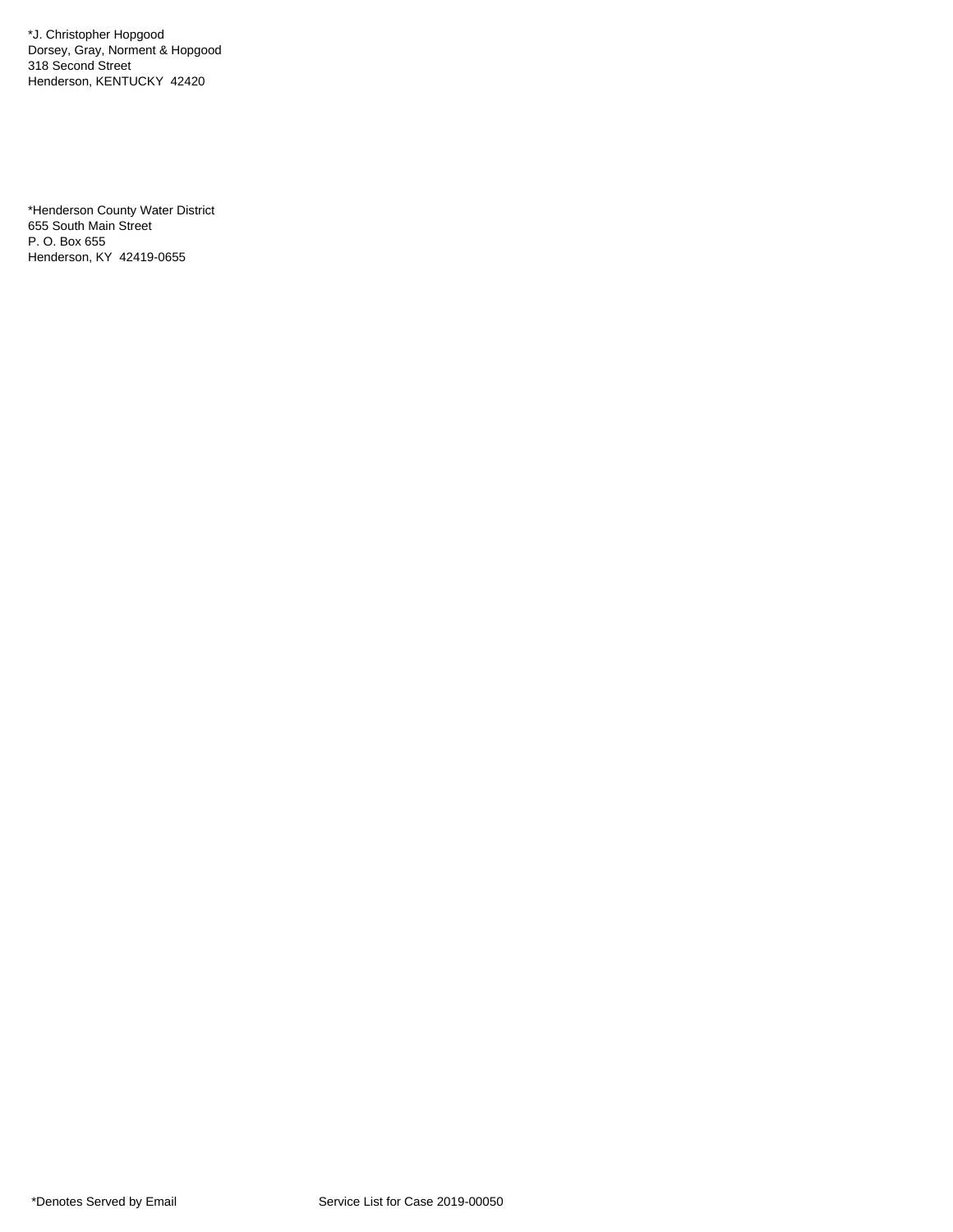*J. Christopher Hopgood
Dorsey, Gray, Norment & Hopgood
318 Second Street
Henderson, KENTUCKY  42420

*Henderson County Water District
655 South Main Street
P. O. Box 655
Henderson, KY  42419-0655

*Denotes Served by Email                                  Service List for Case 2019-00050